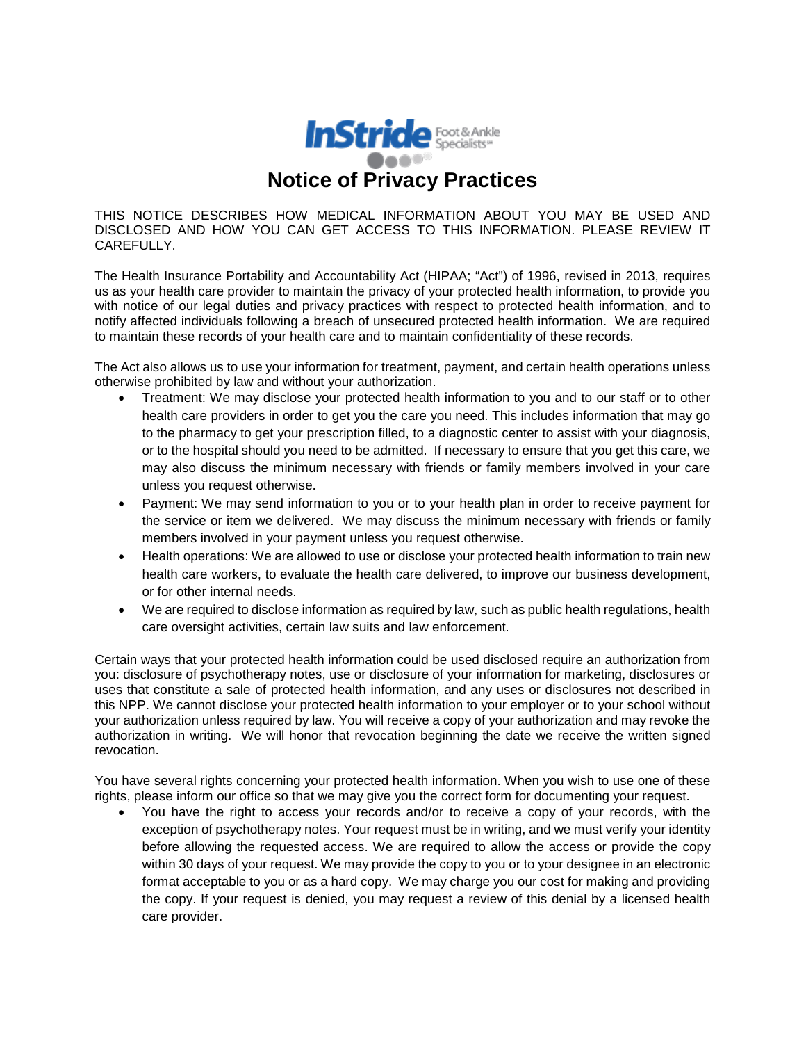InStride Foot & Ankle Specialists℠

# Notice of Privacy Practices

THIS NOTICE DESCRIBES HOW MEDICAL INFORMATION ABOUT YOU MAY BE USED AND DISCLOSED AND HOW YOU CAN GET ACCESS TO THIS INFORMATION. PLEASE REVIEW IT CAREFULLY.

The Health Insurance Portability and Accountability Act (HIPAA; "Act") of 1996, revised in 2013, requires us as your health care provider to maintain the privacy of your protected health information, to provide you with notice of our legal duties and privacy practices with respect to protected health information, and to notify affected individuals following a breach of unsecured protected health information. We are required to maintain these records of your health care and to maintain confidentiality of these records.

The Act also allows us to use your information for treatment, payment, and certain health operations unless otherwise prohibited by law and without your authorization.

- Treatment: We may disclose your protected health information to you and to our staff or to other health care providers in order to get you the care you need. This includes information that may go to the pharmacy to get your prescription filled, to a diagnostic center to assist with your diagnosis, or to the hospital should you need to be admitted. If necessary to ensure that you get this care, we may also discuss the minimum necessary with friends or family members involved in your care unless you request otherwise.
- Payment: We may send information to you or to your health plan in order to receive payment for the service or item we delivered. We may discuss the minimum necessary with friends or family members involved in your payment unless you request otherwise.
- Health operations: We are allowed to use or disclose your protected health information to train new health care workers, to evaluate the health care delivered, to improve our business development, or for other internal needs.
- We are required to disclose information as required by law, such as public health regulations, health care oversight activities, certain law suits and law enforcement.

Certain ways that your protected health information could be used disclosed require an authorization from you: disclosure of psychotherapy notes, use or disclosure of your information for marketing, disclosures or uses that constitute a sale of protected health information, and any uses or disclosures not described in this NPP. We cannot disclose your protected health information to your employer or to your school without your authorization unless required by law. You will receive a copy of your authorization and may revoke the authorization in writing. We will honor that revocation beginning the date we receive the written signed revocation.

You have several rights concerning your protected health information. When you wish to use one of these rights, please inform our office so that we may give you the correct form for documenting your request.

- You have the right to access your records and/or to receive a copy of your records, with the exception of psychotherapy notes. Your request must be in writing, and we must verify your identity before allowing the requested access. We are required to allow the access or provide the copy within 30 days of your request. We may provide the copy to you or to your designee in an electronic format acceptable to you or as a hard copy. We may charge you our cost for making and providing the copy. If your request is denied, you may request a review of this denial by a licensed health care provider.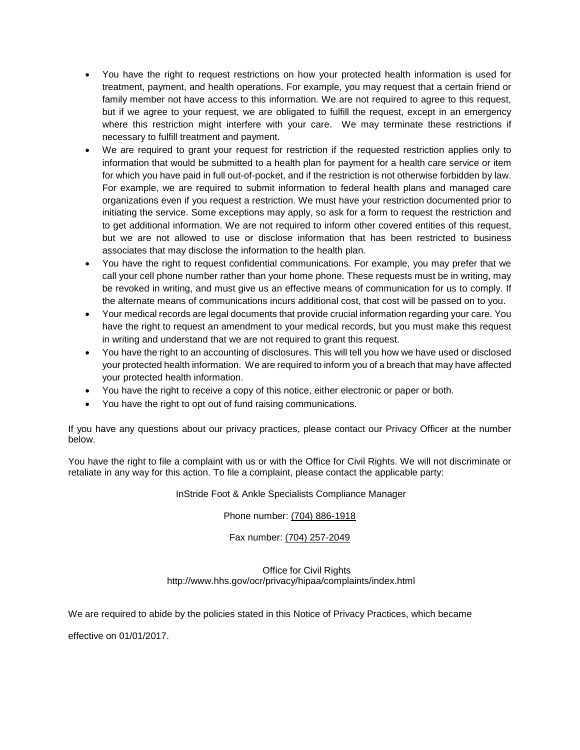- You have the right to request restrictions on how your protected health information is used for treatment, payment, and health operations. For example, you may request that a certain friend or family member not have access to this information. We are not required to agree to this request, but if we agree to your request, we are obligated to fulfill the request, except in an emergency where this restriction might interfere with your care. We may terminate these restrictions if necessary to fulfill treatment and payment.
- We are required to grant your request for restriction if the requested restriction applies only to information that would be submitted to a health plan for payment for a health care service or item for which you have paid in full out-of-pocket, and if the restriction is not otherwise forbidden by law. For example, we are required to submit information to federal health plans and managed care organizations even if you request a restriction. We must have your restriction documented prior to initiating the service. Some exceptions may apply, so ask for a form to request the restriction and to get additional information. We are not required to inform other covered entities of this request, but we are not allowed to use or disclose information that has been restricted to business associates that may disclose the information to the health plan.
- You have the right to request confidential communications. For example, you may prefer that we call your cell phone number rather than your home phone. These requests must be in writing, may be revoked in writing, and must give us an effective means of communication for us to comply. If the alternate means of communications incurs additional cost, that cost will be passed on to you.
- Your medical records are legal documents that provide crucial information regarding your care. You have the right to request an amendment to your medical records, but you must make this request in writing and understand that we are not required to grant this request.
- You have the right to an accounting of disclosures. This will tell you how we have used or disclosed your protected health information. We are required to inform you of a breach that may have affected your protected health information.
- You have the right to receive a copy of this notice, either electronic or paper or both.
- You have the right to opt out of fund raising communications.

If you have any questions about our privacy practices, please contact our Privacy Officer at the number below.

You have the right to file a complaint with us or with the Office for Civil Rights. We will not discriminate or retaliate in any way for this action. To file a complaint, please contact the applicable party:

InStride Foot & Ankle Specialists Compliance Manager

Phone number: (704) 886-1918

Fax number: (704) 257-2049

Office for Civil Rights
http://www.hhs.gov/ocr/privacy/hipaa/complaints/index.html

We are required to abide by the policies stated in this Notice of Privacy Practices, which became effective on 01/01/2017.